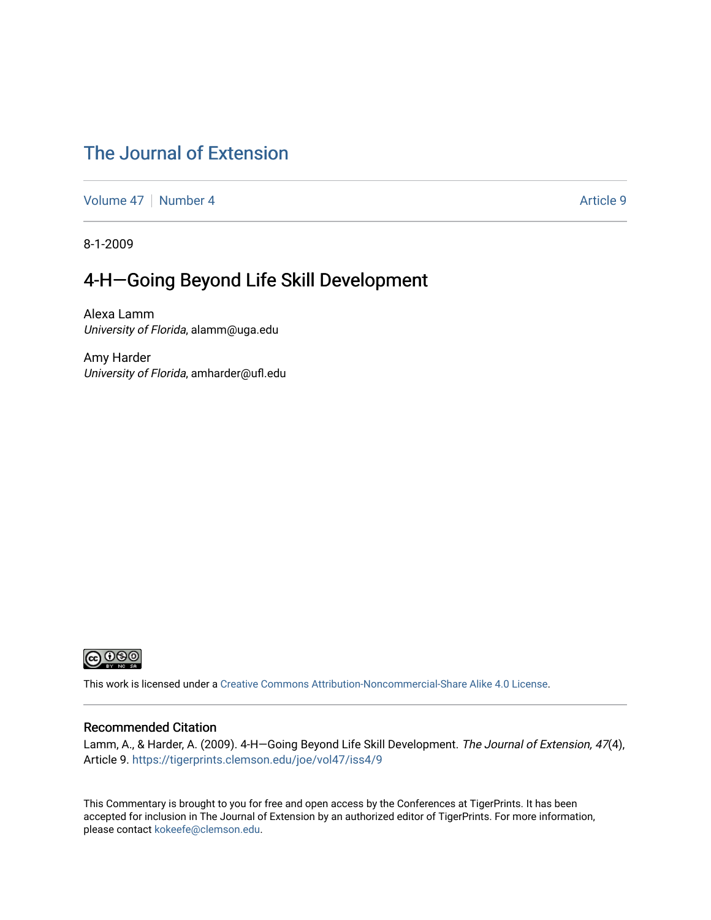# The Journal of Extension

Volume 47 | Number 4 | Article 9

8-1-2009

## 4-H—Going Beyond Life Skill Development

Alexa Lamm
*University of Florida*, alamm@uga.edu

Amy Harder
*University of Florida*, amharder@ufl.edu

This work is licensed under a Creative Commons Attribution-Noncommercial-Share Alike 4.0 License.

### Recommended Citation

Lamm, A., & Harder, A. (2009). 4-H—Going Beyond Life Skill Development. *The Journal of Extension, 47*(4), Article 9. https://tigerprints.clemson.edu/joe/vol47/iss4/9

This Commentary is brought to you for free and open access by the Conferences at TigerPrints. It has been accepted for inclusion in The Journal of Extension by an authorized editor of TigerPrints. For more information, please contact kokeefe@clemson.edu.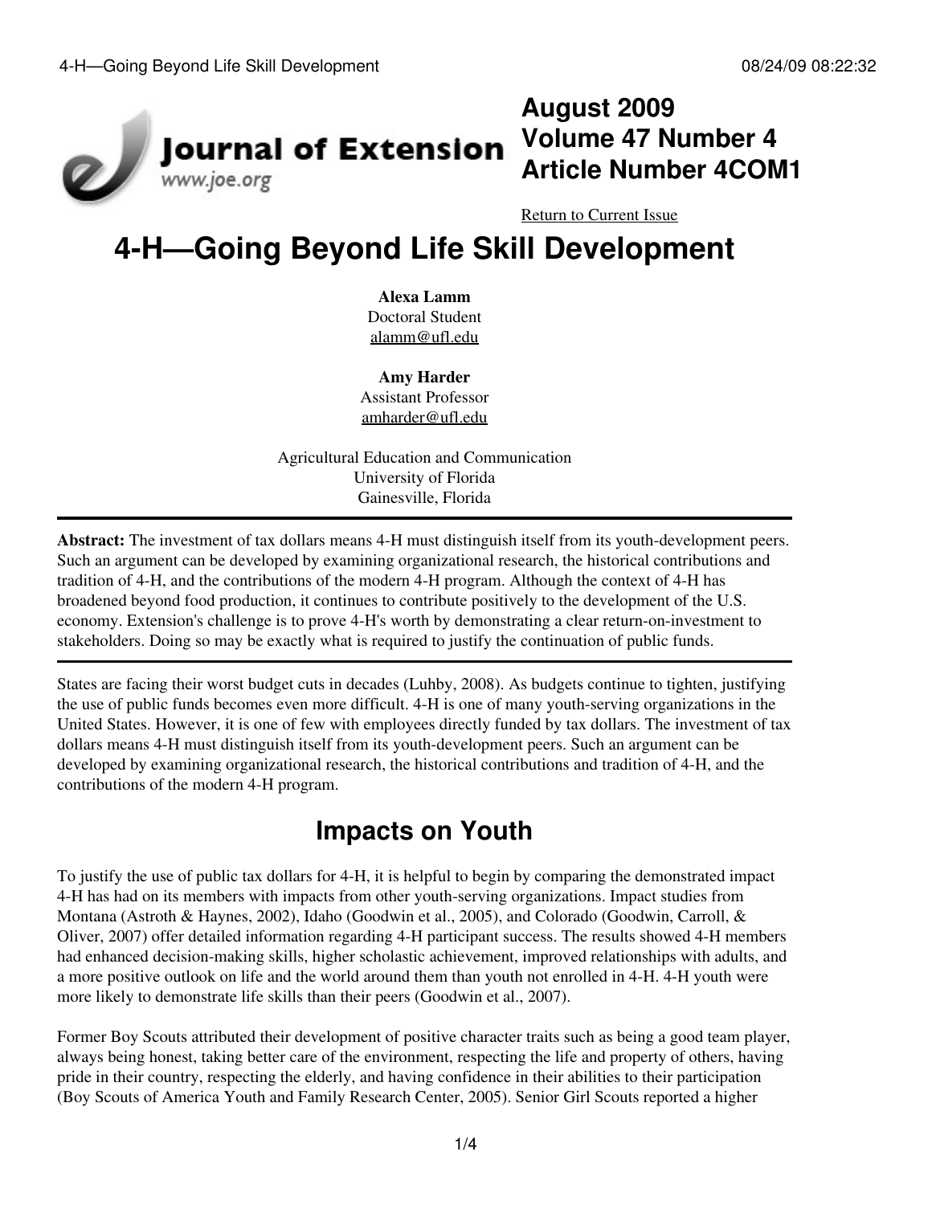# 4-H—Going Beyond Life Skill Development

**Alexa Lamm**
Doctoral Student
alamm@ufl.edu

**Amy Harder**
Assistant Professor
amharder@ufl.edu

Agricultural Education and Communication
University of Florida
Gainesville, Florida

---

**Abstract:** The investment of tax dollars means 4-H must distinguish itself from its youth-development peers. Such an argument can be developed by examining organizational research, the historical contributions and tradition of 4-H, and the contributions of the modern 4-H program. Although the context of 4-H has broadened beyond food production, it continues to contribute positively to the development of the U.S. economy. Extension's challenge is to prove 4-H's worth by demonstrating a clear return-on-investment to stakeholders. Doing so may be exactly what is required to justify the continuation of public funds.

---

States are facing their worst budget cuts in decades (Luhby, 2008). As budgets continue to tighten, justifying the use of public funds becomes even more difficult. 4-H is one of many youth-serving organizations in the United States. However, it is one of few with employees directly funded by tax dollars. The investment of tax dollars means 4-H must distinguish itself from its youth-development peers. Such an argument can be developed by examining organizational research, the historical contributions and tradition of 4-H, and the contributions of the modern 4-H program.

## Impacts on Youth

To justify the use of public tax dollars for 4-H, it is helpful to begin by comparing the demonstrated impact 4-H has had on its members with impacts from other youth-serving organizations. Impact studies from Montana (Astroth & Haynes, 2002), Idaho (Goodwin et al., 2005), and Colorado (Goodwin, Carroll, & Oliver, 2007) offer detailed information regarding 4-H participant success. The results showed 4-H members had enhanced decision-making skills, higher scholastic achievement, improved relationships with adults, and a more positive outlook on life and the world around them than youth not enrolled in 4-H. 4-H youth were more likely to demonstrate life skills than their peers (Goodwin et al., 2007).

Former Boy Scouts attributed their development of positive character traits such as being a good team player, always being honest, taking better care of the environment, respecting the life and property of others, having pride in their country, respecting the elderly, and having confidence in their abilities to their participation (Boy Scouts of America Youth and Family Research Center, 2005). Senior Girl Scouts reported a higher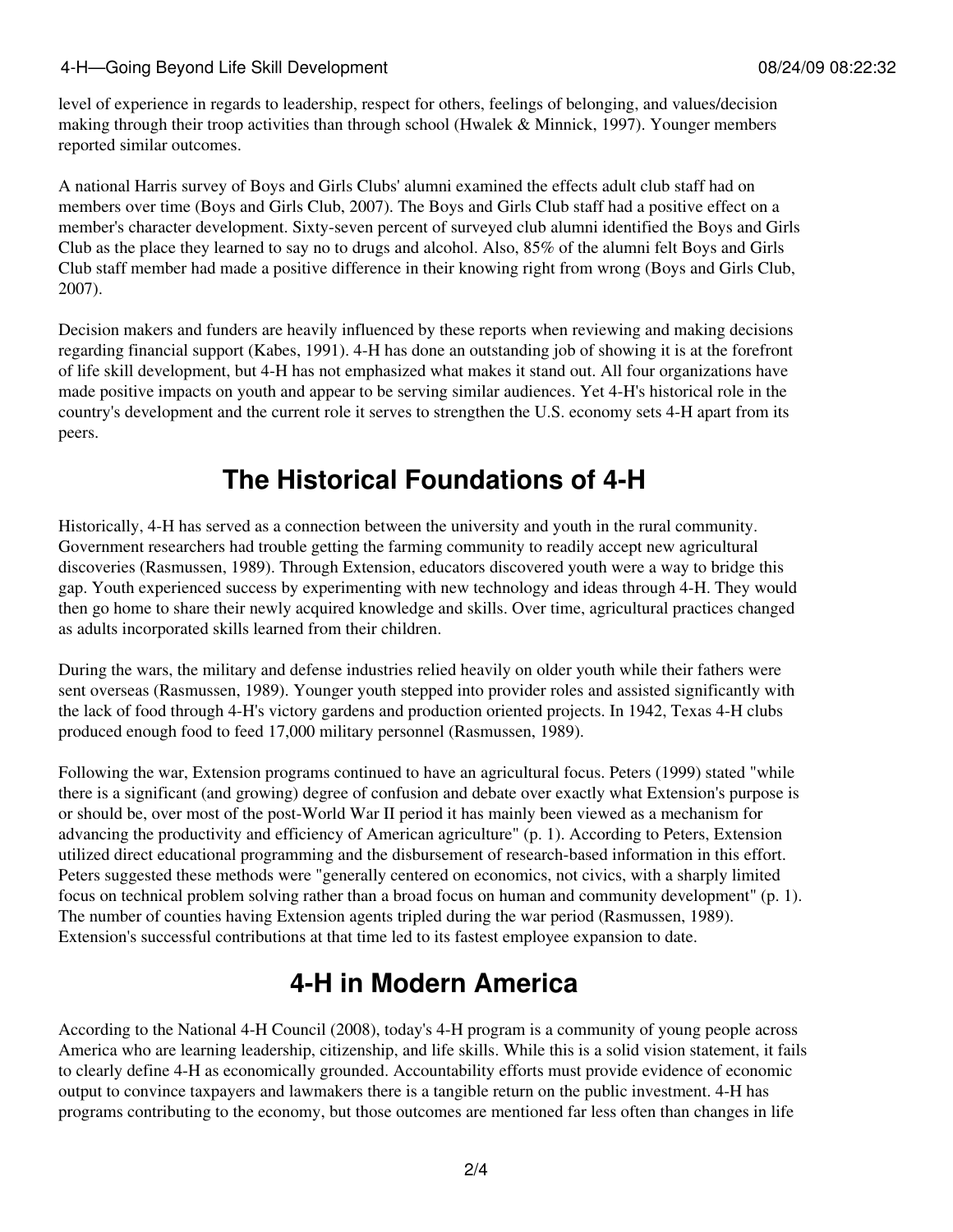level of experience in regards to leadership, respect for others, feelings of belonging, and values/decision making through their troop activities than through school (Hwalek & Minnick, 1997). Younger members reported similar outcomes.

A national Harris survey of Boys and Girls Clubs' alumni examined the effects adult club staff had on members over time (Boys and Girls Club, 2007). The Boys and Girls Club staff had a positive effect on a member's character development. Sixty-seven percent of surveyed club alumni identified the Boys and Girls Club as the place they learned to say no to drugs and alcohol. Also, 85% of the alumni felt Boys and Girls Club staff member had made a positive difference in their knowing right from wrong (Boys and Girls Club, 2007).

Decision makers and funders are heavily influenced by these reports when reviewing and making decisions regarding financial support (Kabes, 1991). 4-H has done an outstanding job of showing it is at the forefront of life skill development, but 4-H has not emphasized what makes it stand out. All four organizations have made positive impacts on youth and appear to be serving similar audiences. Yet 4-H's historical role in the country's development and the current role it serves to strengthen the U.S. economy sets 4-H apart from its peers.

## The Historical Foundations of 4-H

Historically, 4-H has served as a connection between the university and youth in the rural community. Government researchers had trouble getting the farming community to readily accept new agricultural discoveries (Rasmussen, 1989). Through Extension, educators discovered youth were a way to bridge this gap. Youth experienced success by experimenting with new technology and ideas through 4-H. They would then go home to share their newly acquired knowledge and skills. Over time, agricultural practices changed as adults incorporated skills learned from their children.

During the wars, the military and defense industries relied heavily on older youth while their fathers were sent overseas (Rasmussen, 1989). Younger youth stepped into provider roles and assisted significantly with the lack of food through 4-H's victory gardens and production oriented projects. In 1942, Texas 4-H clubs produced enough food to feed 17,000 military personnel (Rasmussen, 1989).

Following the war, Extension programs continued to have an agricultural focus. Peters (1999) stated "while there is a significant (and growing) degree of confusion and debate over exactly what Extension's purpose is or should be, over most of the post-World War II period it has mainly been viewed as a mechanism for advancing the productivity and efficiency of American agriculture" (p. 1). According to Peters, Extension utilized direct educational programming and the disbursement of research-based information in this effort. Peters suggested these methods were "generally centered on economics, not civics, with a sharply limited focus on technical problem solving rather than a broad focus on human and community development" (p. 1). The number of counties having Extension agents tripled during the war period (Rasmussen, 1989). Extension's successful contributions at that time led to its fastest employee expansion to date.

## 4-H in Modern America

According to the National 4-H Council (2008), today's 4-H program is a community of young people across America who are learning leadership, citizenship, and life skills. While this is a solid vision statement, it fails to clearly define 4-H as economically grounded. Accountability efforts must provide evidence of economic output to convince taxpayers and lawmakers there is a tangible return on the public investment. 4-H has programs contributing to the economy, but those outcomes are mentioned far less often than changes in life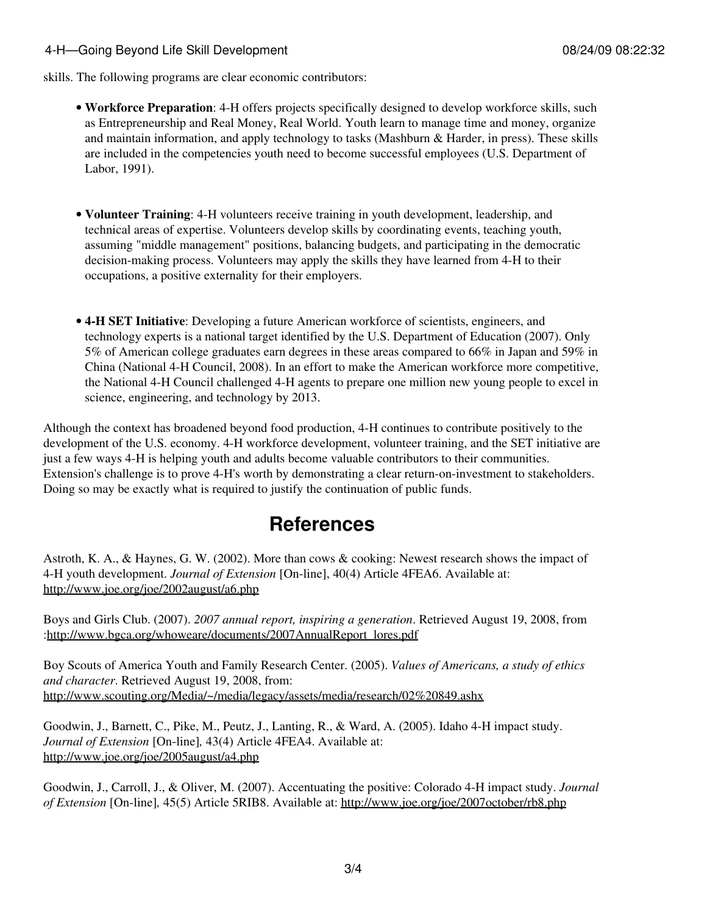skills. The following programs are clear economic contributors:

- **Workforce Preparation**: 4-H offers projects specifically designed to develop workforce skills, such as Entrepreneurship and Real Money, Real World. Youth learn to manage time and money, organize and maintain information, and apply technology to tasks (Mashburn & Harder, in press). These skills are included in the competencies youth need to become successful employees (U.S. Department of Labor, 1991).

- **Volunteer Training**: 4-H volunteers receive training in youth development, leadership, and technical areas of expertise. Volunteers develop skills by coordinating events, teaching youth, assuming "middle management" positions, balancing budgets, and participating in the democratic decision-making process. Volunteers may apply the skills they have learned from 4-H to their occupations, a positive externality for their employers.

- **4-H SET Initiative**: Developing a future American workforce of scientists, engineers, and technology experts is a national target identified by the U.S. Department of Education (2007). Only 5% of American college graduates earn degrees in these areas compared to 66% in Japan and 59% in China (National 4-H Council, 2008). In an effort to make the American workforce more competitive, the National 4-H Council challenged 4-H agents to prepare one million new young people to excel in science, engineering, and technology by 2013.

Although the context has broadened beyond food production, 4-H continues to contribute positively to the development of the U.S. economy. 4-H workforce development, volunteer training, and the SET initiative are just a few ways 4-H is helping youth and adults become valuable contributors to their communities. Extension's challenge is to prove 4-H's worth by demonstrating a clear return-on-investment to stakeholders. Doing so may be exactly what is required to justify the continuation of public funds.

## References

Astroth, K. A., & Haynes, G. W. (2002). More than cows & cooking: Newest research shows the impact of 4-H youth development. *Journal of Extension* [On-line], 40(4) Article 4FEA6. Available at: http://www.joe.org/joe/2002august/a6.php

Boys and Girls Club. (2007). *2007 annual report, inspiring a generation*. Retrieved August 19, 2008, from :http://www.bgca.org/whoweare/documents/2007AnnualReport_lores.pdf

Boy Scouts of America Youth and Family Research Center. (2005). *Values of Americans, a study of ethics and character*. Retrieved August 19, 2008, from: http://www.scouting.org/Media/~/media/legacy/assets/media/research/02%20849.ashx

Goodwin, J., Barnett, C., Pike, M., Peutz, J., Lanting, R., & Ward, A. (2005). Idaho 4-H impact study. *Journal of Extension* [On-line], 43(4) Article 4FEA4. Available at: http://www.joe.org/joe/2005august/a4.php

Goodwin, J., Carroll, J., & Oliver, M. (2007). Accentuating the positive: Colorado 4-H impact study. *Journal of Extension* [On-line], 45(5) Article 5RIB8. Available at: http://www.joe.org/joe/2007october/rb8.php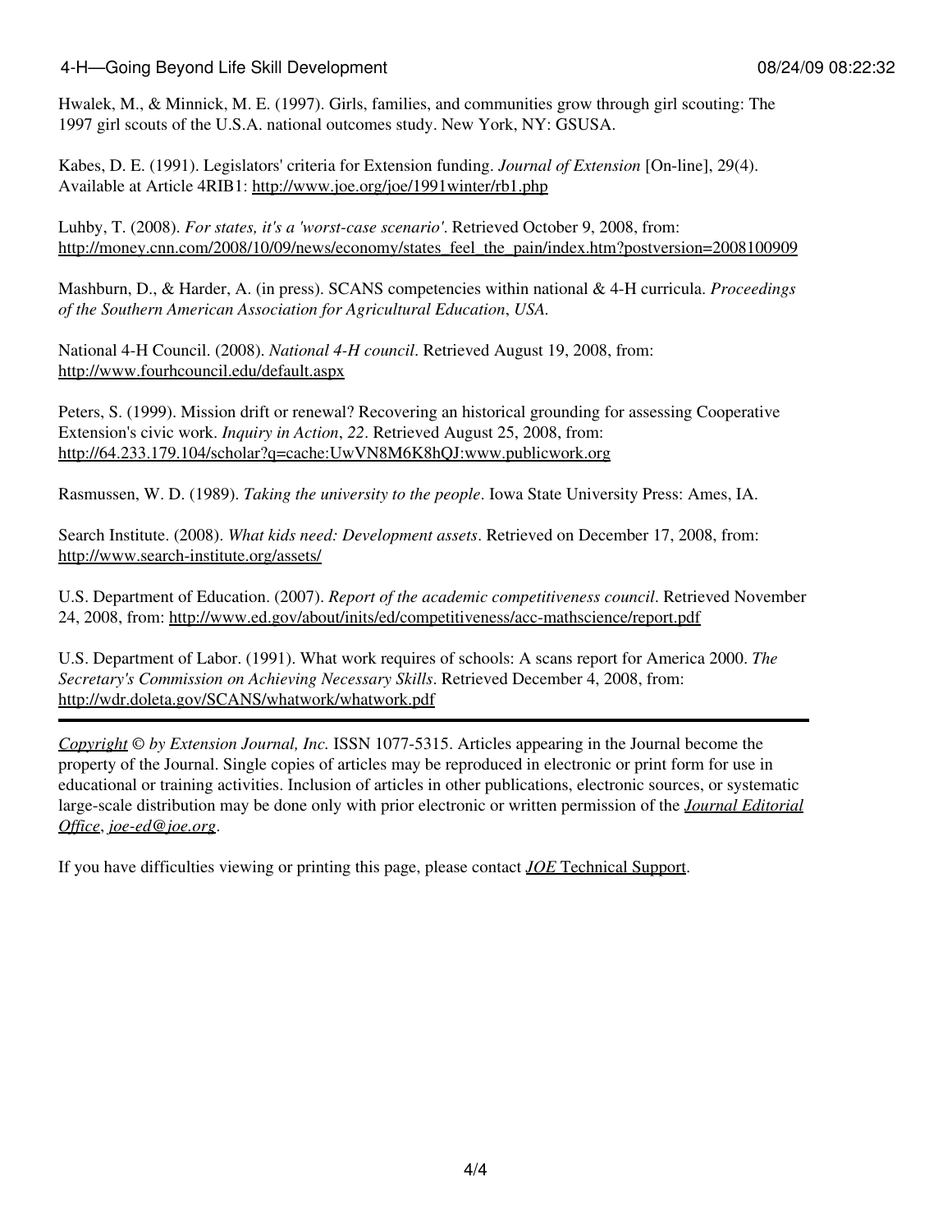Hwalek, M., & Minnick, M. E. (1997). Girls, families, and communities grow through girl scouting: The 1997 girl scouts of the U.S.A. national outcomes study. New York, NY: GSUSA.

Kabes, D. E. (1991). Legislators' criteria for Extension funding. *Journal of Extension* [On-line], 29(4). Available at Article 4RIB1: http://www.joe.org/joe/1991winter/rb1.php

Luhby, T. (2008). *For states, it's a 'worst-case scenario'*. Retrieved October 9, 2008, from: http://money.cnn.com/2008/10/09/news/economy/states_feel_the_pain/index.htm?postversion=2008100909

Mashburn, D., & Harder, A. (in press). SCANS competencies within national & 4-H curricula. *Proceedings of the Southern American Association for Agricultural Education*, *USA*.

National 4-H Council. (2008). *National 4-H council*. Retrieved August 19, 2008, from: http://www.fourhcouncil.edu/default.aspx

Peters, S. (1999). Mission drift or renewal? Recovering an historical grounding for assessing Cooperative Extension's civic work. *Inquiry in Action*, *22*. Retrieved August 25, 2008, from: http://64.233.179.104/scholar?q=cache:UwVN8M6K8hQJ:www.publicwork.org

Rasmussen, W. D. (1989). *Taking the university to the people*. Iowa State University Press: Ames, IA.

Search Institute. (2008). *What kids need: Development assets*. Retrieved on December 17, 2008, from: http://www.search-institute.org/assets/

U.S. Department of Education. (2007). *Report of the academic competitiveness council*. Retrieved November 24, 2008, from: http://www.ed.gov/about/inits/ed/competitiveness/acc-mathscience/report.pdf

U.S. Department of Labor. (1991). What work requires of schools: A scans report for America 2000. *The Secretary's Commission on Achieving Necessary Skills*. Retrieved December 4, 2008, from: http://wdr.doleta.gov/SCANS/whatwork/whatwork.pdf

---

*Copyright © by Extension Journal, Inc.* ISSN 1077-5315. Articles appearing in the Journal become the property of the Journal. Single copies of articles may be reproduced in electronic or print form for use in educational or training activities. Inclusion of articles in other publications, electronic sources, or systematic large-scale distribution may be done only with prior electronic or written permission of the *Journal Editorial Office*, *joe-ed@joe.org*.

If you have difficulties viewing or printing this page, please contact *JOE* Technical Support.